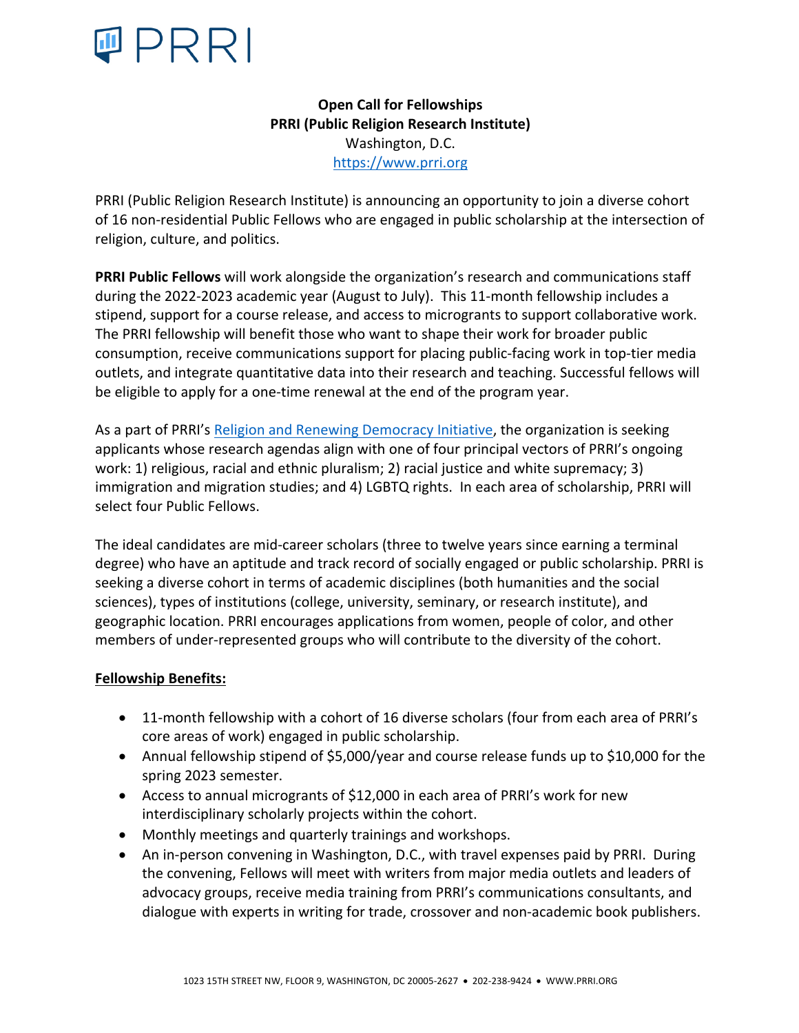PRRI

**Open Call for Fellowships**
**PRRI (Public Religion Research Institute)**
Washington, D.C.
[https://www.prri.org](https://www.prri.org)

PRRI (Public Religion Research Institute) is announcing an opportunity to join a diverse cohort of 16 non-residential Public Fellows who are engaged in public scholarship at the intersection of religion, culture, and politics.

**PRRI Public Fellows** will work alongside the organization's research and communications staff during the 2022-2023 academic year (August to July). This 11-month fellowship includes a stipend, support for a course release, and access to microgrants to support collaborative work. The PRRI fellowship will benefit those who want to shape their work for broader public consumption, receive communications support for placing public-facing work in top-tier media outlets, and integrate quantitative data into their research and teaching. Successful fellows will be eligible to apply for a one-time renewal at the end of the program year.

As a part of PRRI's [Religion and Renewing Democracy Initiative](), the organization is seeking applicants whose research agendas align with one of four principal vectors of PRRI's ongoing work: 1) religious, racial and ethnic pluralism; 2) racial justice and white supremacy; 3) immigration and migration studies; and 4) LGBTQ rights. In each area of scholarship, PRRI will select four Public Fellows.

The ideal candidates are mid-career scholars (three to twelve years since earning a terminal degree) who have an aptitude and track record of socially engaged or public scholarship. PRRI is seeking a diverse cohort in terms of academic disciplines (both humanities and the social sciences), types of institutions (college, university, seminary, or research institute), and geographic location. PRRI encourages applications from women, people of color, and other members of under-represented groups who will contribute to the diversity of the cohort.

**Fellowship Benefits:**

- 11-month fellowship with a cohort of 16 diverse scholars (four from each area of PRRI's core areas of work) engaged in public scholarship.
- Annual fellowship stipend of $5,000/year and course release funds up to $10,000 for the spring 2023 semester.
- Access to annual microgrants of $12,000 in each area of PRRI's work for new interdisciplinary scholarly projects within the cohort.
- Monthly meetings and quarterly trainings and workshops.
- An in-person convening in Washington, D.C., with travel expenses paid by PRRI. During the convening, Fellows will meet with writers from major media outlets and leaders of advocacy groups, receive media training from PRRI's communications consultants, and dialogue with experts in writing for trade, crossover and non-academic book publishers.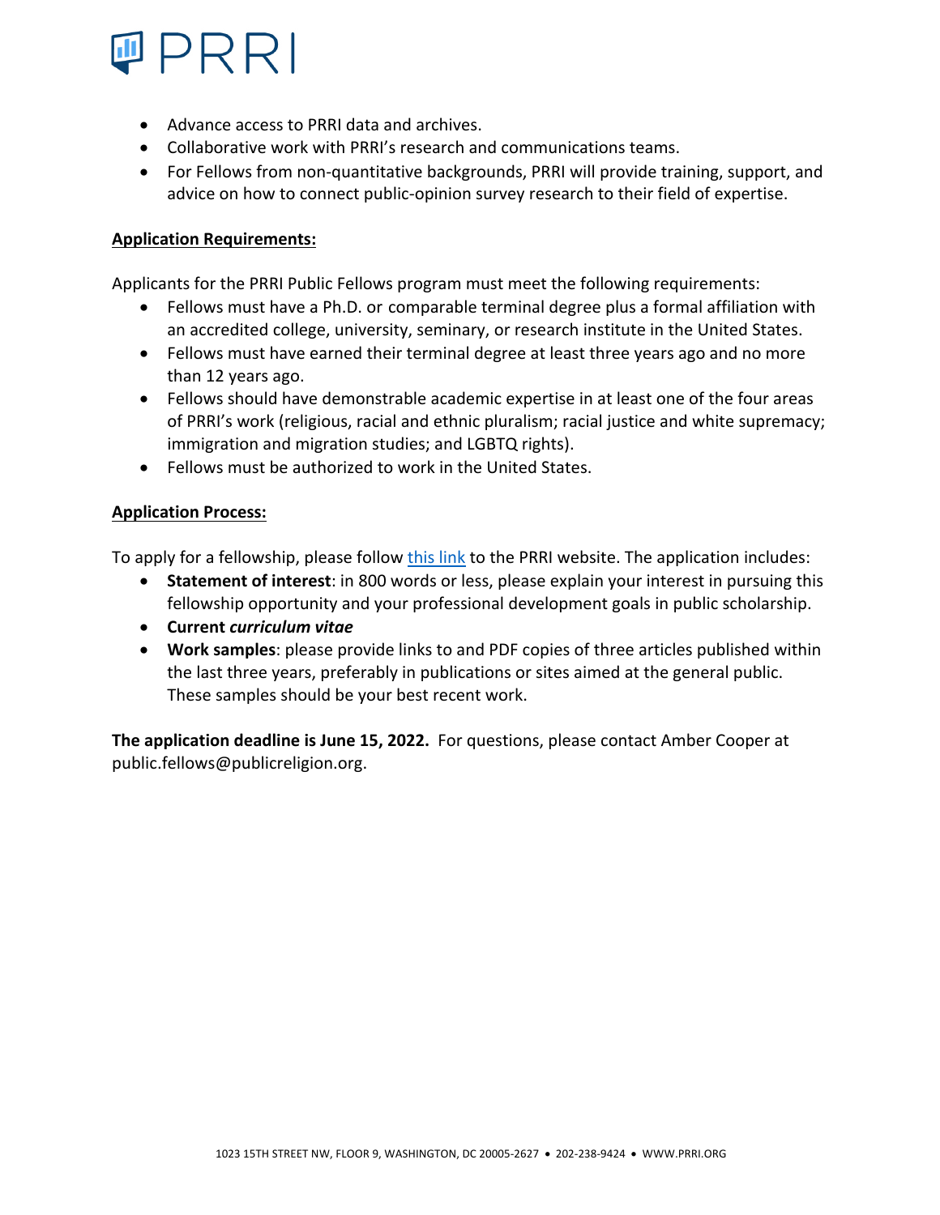- Advance access to PRRI data and archives.
- Collaborative work with PRRI's research and communications teams.
- For Fellows from non-quantitative backgrounds, PRRI will provide training, support, and advice on how to connect public-opinion survey research to their field of expertise.

**Application Requirements:**

Applicants for the PRRI Public Fellows program must meet the following requirements:

- Fellows must have a Ph.D. or comparable terminal degree plus a formal affiliation with an accredited college, university, seminary, or research institute in the United States.
- Fellows must have earned their terminal degree at least three years ago and no more than 12 years ago.
- Fellows should have demonstrable academic expertise in at least one of the four areas of PRRI's work (religious, racial and ethnic pluralism; racial justice and white supremacy; immigration and migration studies; and LGBTQ rights).
- Fellows must be authorized to work in the United States.

**Application Process:**

To apply for a fellowship, please follow this link to the PRRI website. The application includes:

- **Statement of interest**: in 800 words or less, please explain your interest in pursuing this fellowship opportunity and your professional development goals in public scholarship.
- **Current *curriculum vitae***
- **Work samples**: please provide links to and PDF copies of three articles published within the last three years, preferably in publications or sites aimed at the general public. These samples should be your best recent work.

**The application deadline is June 15, 2022.** For questions, please contact Amber Cooper at public.fellows@publicreligion.org.